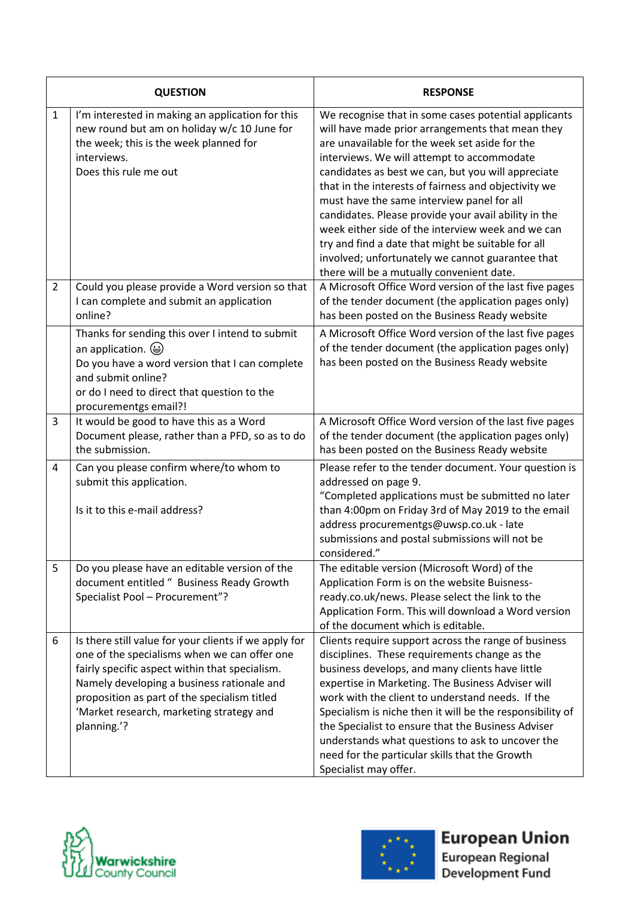| | QUESTION | RESPONSE |
|---|---|---|
| 1 | I'm interested in making an application for this new round but am on holiday w/c 10 June for the week; this is the week planned for interviews.<br>Does this rule me out | We recognise that in some cases potential applicants will have made prior arrangements that mean they are unavailable for the week set aside for the interviews. We will attempt to accommodate candidates as best we can, but you will appreciate that in the interests of fairness and objectivity we must have the same interview panel for all candidates. Please provide your avail ability in the week either side of the interview week and we can try and find a date that might be suitable for all involved; unfortunately we cannot guarantee that there will be a mutually convenient date. |
| 2 | Could you please provide a Word version so that I can complete and submit an application online? | A Microsoft Office Word version of the last five pages of the tender document (the application pages only) has been posted on the Business Ready website |
| | Thanks for sending this over I intend to submit an application. 😀<br>Do you have a word version that I can complete and submit online?<br>or do I need to direct that question to the procurementgs email?! | A Microsoft Office Word version of the last five pages of the tender document (the application pages only) has been posted on the Business Ready website |
| 3 | It would be good to have this as a Word Document please, rather than a PFD, so as to do the submission. | A Microsoft Office Word version of the last five pages of the tender document (the application pages only) has been posted on the Business Ready website |
| 4 | Can you please confirm where/to whom to submit this application.<br><br>Is it to this e-mail address? | Please refer to the tender document. Your question is addressed on page 9.<br>"Completed applications must be submitted no later than 4:00pm on Friday 3rd of May 2019 to the email address procurementgs@uwsp.co.uk - late submissions and postal submissions will not be considered." |
| 5 | Do you please have an editable version of the document entitled " Business Ready Growth Specialist Pool – Procurement"? | The editable version (Microsoft Word) of the Application Form is on the website Buisness-ready.co.uk/news. Please select the link to the Application Form. This will download a Word version of the document which is editable. |
| 6 | Is there still value for your clients if we apply for one of the specialisms when we can offer one fairly specific aspect within that specialism. Namely developing a business rationale and proposition as part of the specialism titled 'Market research, marketing strategy and planning.'? | Clients require support across the range of business disciplines. These requirements change as the business develops, and many clients have little expertise in Marketing. The Business Adviser will work with the client to understand needs. If the Specialism is niche then it will be the responsibility of the Specialist to ensure that the Business Adviser understands what questions to ask to uncover the need for the particular skills that the Growth Specialist may offer. |

Warwickshire County Council

European Union
European Regional Development Fund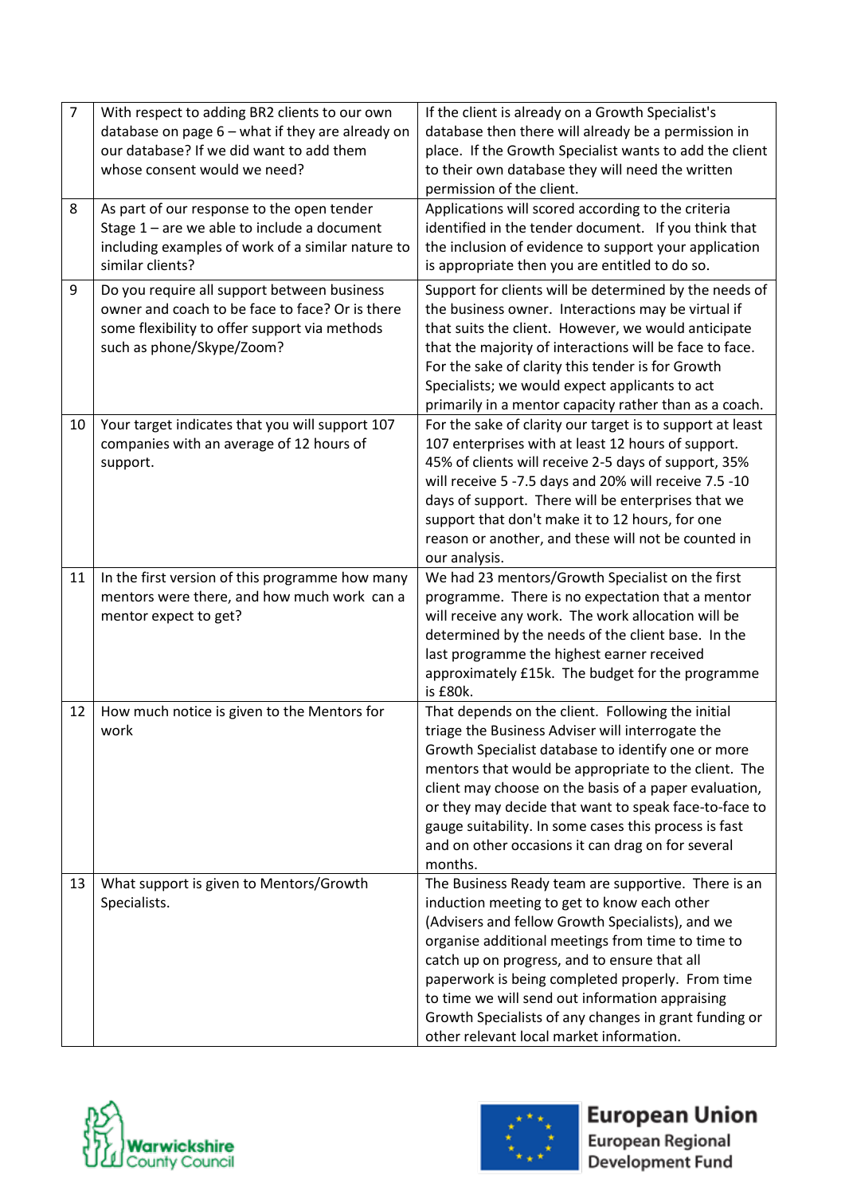| | | |
|---|---|---|
| 7 | With respect to adding BR2 clients to our own database on page 6 – what if they are already on our database? If we did want to add them whose consent would we need? | If the client is already on a Growth Specialist's database then there will already be a permission in place. If the Growth Specialist wants to add the client to their own database they will need the written permission of the client. |
| 8 | As part of our response to the open tender Stage 1 – are we able to include a document including examples of work of a similar nature to similar clients? | Applications will scored according to the criteria identified in the tender document. If you think that the inclusion of evidence to support your application is appropriate then you are entitled to do so. |
| 9 | Do you require all support between business owner and coach to be face to face? Or is there some flexibility to offer support via methods such as phone/Skype/Zoom? | Support for clients will be determined by the needs of the business owner. Interactions may be virtual if that suits the client. However, we would anticipate that the majority of interactions will be face to face. For the sake of clarity this tender is for Growth Specialists; we would expect applicants to act primarily in a mentor capacity rather than as a coach. |
| 10 | Your target indicates that you will support 107 companies with an average of 12 hours of support. | For the sake of clarity our target is to support at least 107 enterprises with at least 12 hours of support. 45% of clients will receive 2-5 days of support, 35% will receive 5 -7.5 days and 20% will receive 7.5 -10 days of support. There will be enterprises that we support that don't make it to 12 hours, for one reason or another, and these will not be counted in our analysis. |
| 11 | In the first version of this programme how many mentors were there, and how much work can a mentor expect to get? | We had 23 mentors/Growth Specialist on the first programme. There is no expectation that a mentor will receive any work. The work allocation will be determined by the needs of the client base. In the last programme the highest earner received approximately £15k. The budget for the programme is £80k. |
| 12 | How much notice is given to the Mentors for work | That depends on the client. Following the initial triage the Business Adviser will interrogate the Growth Specialist database to identify one or more mentors that would be appropriate to the client. The client may choose on the basis of a paper evaluation, or they may decide that want to speak face-to-face to gauge suitability. In some cases this process is fast and on other occasions it can drag on for several months. |
| 13 | What support is given to Mentors/Growth Specialists. | The Business Ready team are supportive. There is an induction meeting to get to know each other (Advisers and fellow Growth Specialists), and we organise additional meetings from time to time to catch up on progress, and to ensure that all paperwork is being completed properly. From time to time we will send out information appraising Growth Specialists of any changes in grant funding or other relevant local market information. |

Warwickshire County Council

European Union
European Regional Development Fund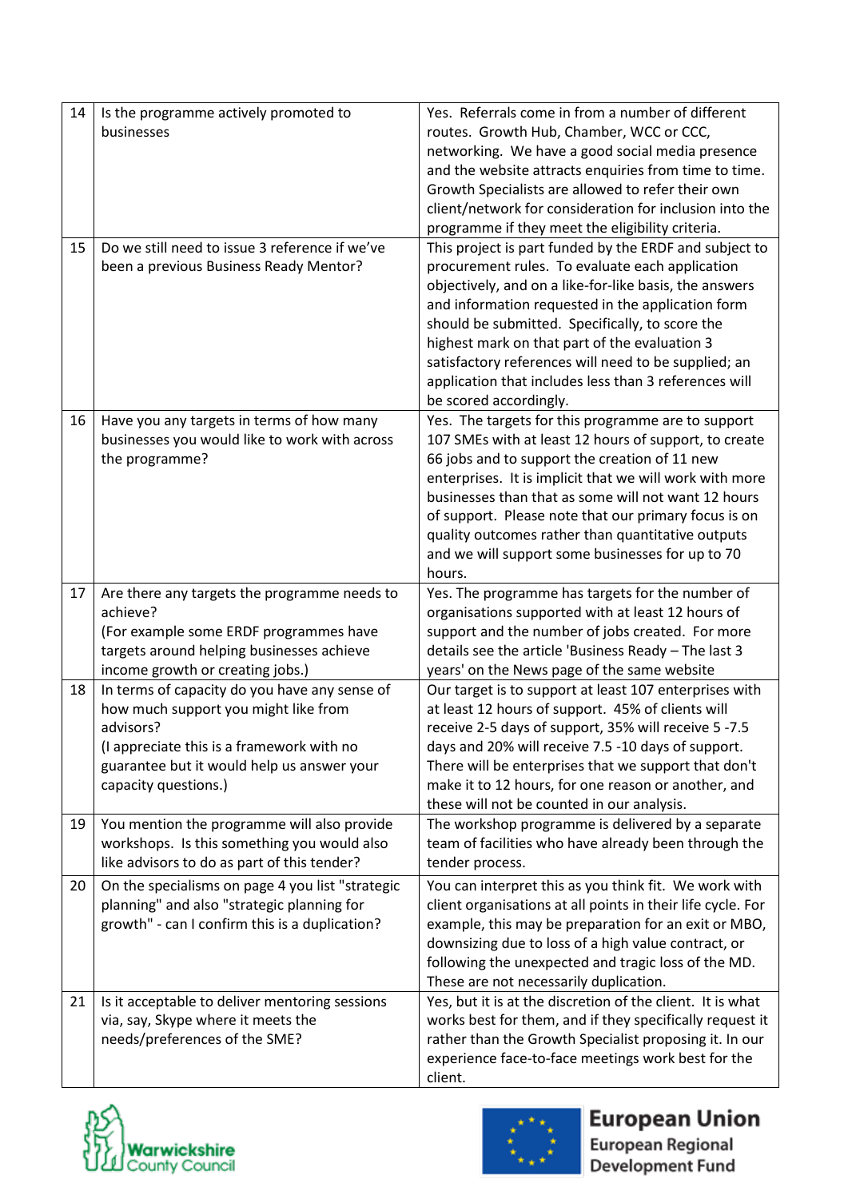| 14 | Is the programme actively promoted to businesses | Yes. Referrals come in from a number of different routes. Growth Hub, Chamber, WCC or CCC, networking. We have a good social media presence and the website attracts enquiries from time to time. Growth Specialists are allowed to refer their own client/network for consideration for inclusion into the programme if they meet the eligibility criteria. |
|---|---|---|
| 15 | Do we still need to issue 3 reference if we've been a previous Business Ready Mentor? | This project is part funded by the ERDF and subject to procurement rules. To evaluate each application objectively, and on a like-for-like basis, the answers and information requested in the application form should be submitted. Specifically, to score the highest mark on that part of the evaluation 3 satisfactory references will need to be supplied; an application that includes less than 3 references will be scored accordingly. |
| 16 | Have you any targets in terms of how many businesses you would like to work with across the programme? | Yes. The targets for this programme are to support 107 SMEs with at least 12 hours of support, to create 66 jobs and to support the creation of 11 new enterprises. It is implicit that we will work with more businesses than that as some will not want 12 hours of support. Please note that our primary focus is on quality outcomes rather than quantitative outputs and we will support some businesses for up to 70 hours. |
| 17 | Are there any targets the programme needs to achieve?<br>(For example some ERDF programmes have targets around helping businesses achieve income growth or creating jobs.) | Yes. The programme has targets for the number of organisations supported with at least 12 hours of support and the number of jobs created. For more details see the article 'Business Ready – The last 3 years' on the News page of the same website |
| 18 | In terms of capacity do you have any sense of how much support you might like from advisors?<br>(I appreciate this is a framework with no guarantee but it would help us answer your capacity questions.) | Our target is to support at least 107 enterprises with at least 12 hours of support. 45% of clients will receive 2-5 days of support, 35% will receive 5 -7.5 days and 20% will receive 7.5 -10 days of support. There will be enterprises that we support that don't make it to 12 hours, for one reason or another, and these will not be counted in our analysis. |
| 19 | You mention the programme will also provide workshops. Is this something you would also like advisors to do as part of this tender? | The workshop programme is delivered by a separate team of facilities who have already been through the tender process. |
| 20 | On the specialisms on page 4 you list "strategic planning" and also "strategic planning for growth" - can I confirm this is a duplication? | You can interpret this as you think fit. We work with client organisations at all points in their life cycle. For example, this may be preparation for an exit or MBO, downsizing due to loss of a high value contract, or following the unexpected and tragic loss of the MD. These are not necessarily duplication. |
| 21 | Is it acceptable to deliver mentoring sessions via, say, Skype where it meets the needs/preferences of the SME? | Yes, but it is at the discretion of the client. It is what works best for them, and if they specifically request it rather than the Growth Specialist proposing it. In our experience face-to-face meetings work best for the client. |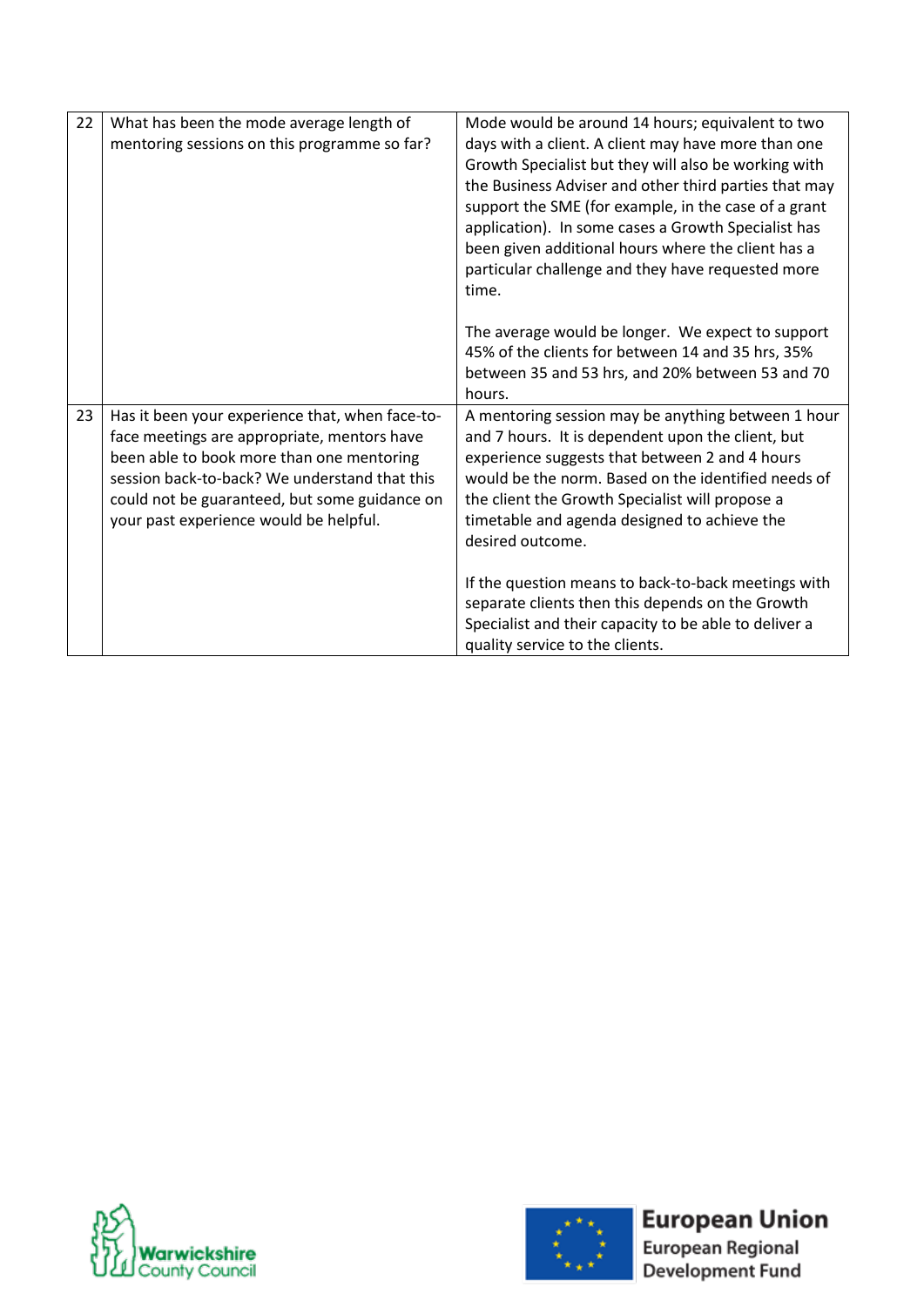| | | |
|---|---|---|
| 22 | What has been the mode average length of mentoring sessions on this programme so far? | Mode would be around 14 hours; equivalent to two days with a client. A client may have more than one Growth Specialist but they will also be working with the Business Adviser and other third parties that may support the SME (for example, in the case of a grant application). In some cases a Growth Specialist has been given additional hours where the client has a particular challenge and they have requested more time.<br><br>The average would be longer. We expect to support 45% of the clients for between 14 and 35 hrs, 35% between 35 and 53 hrs, and 20% between 53 and 70 hours. |
| 23 | Has it been your experience that, when face-to-face meetings are appropriate, mentors have been able to book more than one mentoring session back-to-back? We understand that this could not be guaranteed, but some guidance on your past experience would be helpful. | A mentoring session may be anything between 1 hour and 7 hours. It is dependent upon the client, but experience suggests that between 2 and 4 hours would be the norm. Based on the identified needs of the client the Growth Specialist will propose a timetable and agenda designed to achieve the desired outcome.<br><br>If the question means to back-to-back meetings with separate clients then this depends on the Growth Specialist and their capacity to be able to deliver a quality service to the clients. |

Warwickshire County Council

European Union
European Regional Development Fund